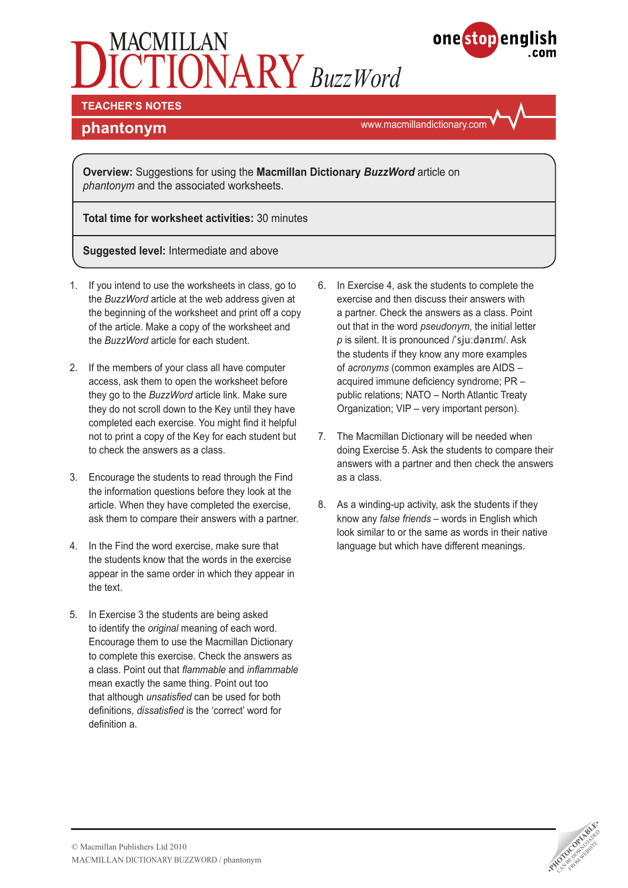# MACMILLAN DICTIONARY *BuzzWord*

onestopenglish.com

**TEACHER'S NOTES**

## phantonym

www.macmillandictionary.com

**Overview:** Suggestions for using the **Macmillan Dictionary *BuzzWord*** article on *phantonym* and the associated worksheets.

**Total time for worksheet activities:** 30 minutes

**Suggested level:** Intermediate and above

1. If you intend to use the worksheets in class, go to the *BuzzWord* article at the web address given at the beginning of the worksheet and print off a copy of the article. Make a copy of the worksheet and the *BuzzWord* article for each student.

2. If the members of your class all have computer access, ask them to open the worksheet before they go to the *BuzzWord* article link. Make sure they do not scroll down to the Key until they have completed each exercise. You might find it helpful not to print a copy of the Key for each student but to check the answers as a class.

3. Encourage the students to read through the Find the information questions before they look at the article. When they have completed the exercise, ask them to compare their answers with a partner.

4. In the Find the word exercise, make sure that the students know that the words in the exercise appear in the same order in which they appear in the text.

5. In Exercise 3 the students are being asked to identify the *original* meaning of each word. Encourage them to use the Macmillan Dictionary to complete this exercise. Check the answers as a class. Point out that *flammable* and *inflammable* mean exactly the same thing. Point out too that although *unsatisfied* can be used for both definitions, *dissatisfied* is the 'correct' word for definition a.

6. In Exercise 4, ask the students to complete the exercise and then discuss their answers with a partner. Check the answers as a class. Point out that in the word *pseudonym*, the initial letter *p* is silent. It is pronounced /ˈsjuːdənɪm/. Ask the students if they know any more examples of *acronyms* (common examples are AIDS – acquired immune deficiency syndrome; PR – public relations; NATO – North Atlantic Treaty Organization; VIP – very important person).

7. The Macmillan Dictionary will be needed when doing Exercise 5. Ask the students to compare their answers with a partner and then check the answers as a class.

8. As a winding-up activity, ask the students if they know any *false friends* – words in English which look similar to or the same as words in their native language but which have different meanings.

© Macmillan Publishers Ltd 2010
MACMILLAN DICTIONARY BUZZWORD / phantonym

•PHOTOCOPIABLE• CAN BE DOWNLOADED FROM WEBSITE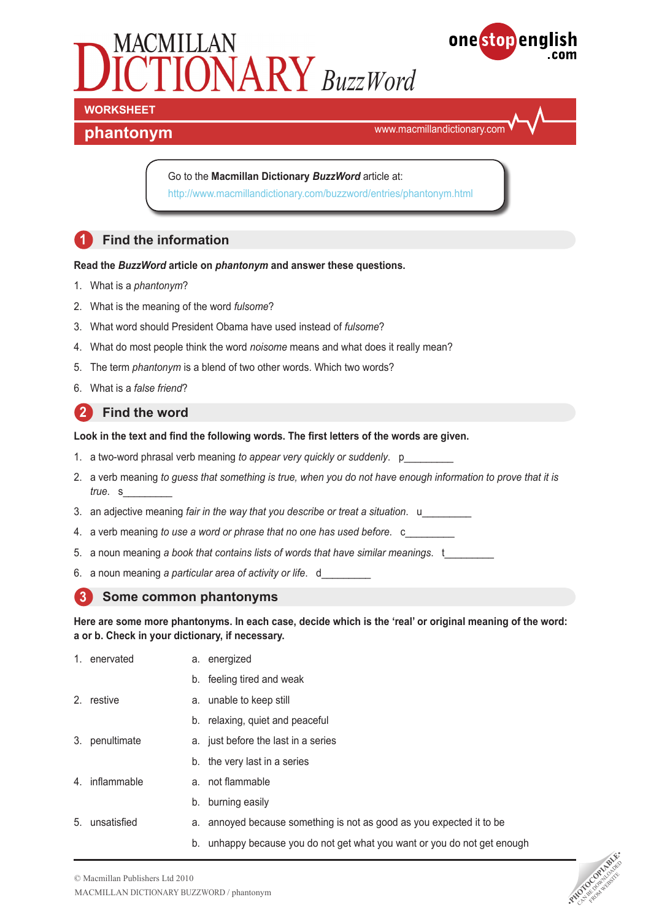# MACMILLAN DICTIONARY *BuzzWord*

onestopenglish.com

WORKSHEET

## phantonym

www.macmillandictionary.com

Go to the **Macmillan Dictionary *BuzzWord*** article at:
http://www.macmillandictionary.com/buzzword/entries/phantonym.html

## 1 Find the information

**Read the *BuzzWord* article on *phantonym* and answer these questions.**

1. What is a *phantonym*?
2. What is the meaning of the word *fulsome*?
3. What word should President Obama have used instead of *fulsome*?
4. What do most people think the word *noisome* means and what does it really mean?
5. The term *phantonym* is a blend of two other words. Which two words?
6. What is a *false friend*?

## 2 Find the word

**Look in the text and find the following words. The first letters of the words are given.**

1. a two-word phrasal verb meaning *to appear very quickly or suddenly*. p_________
2. a verb meaning *to guess that something is true, when you do not have enough information to prove that it is true*. s_________
3. an adjective meaning *fair in the way that you describe or treat a situation*. u_________
4. a verb meaning *to use a word or phrase that no one has used before*. c_________
5. a noun meaning *a book that contains lists of words that have similar meanings*. t_________
6. a noun meaning *a particular area of activity or life*. d_________

## 3 Some common phantonyms

**Here are some more phantonyms. In each case, decide which is the 'real' or original meaning of the word: a or b. Check in your dictionary, if necessary.**

1. enervated
   a. energized
   b. feeling tired and weak
2. restive
   a. unable to keep still
   b. relaxing, quiet and peaceful
3. penultimate
   a. just before the last in a series
   b. the very last in a series
4. inflammable
   a. not flammable
   b. burning easily
5. unsatisfied
   a. annoyed because something is not as good as you expected it to be
   b. unhappy because you do not get what you want or you do not get enough

© Macmillan Publishers Ltd 2010
MACMILLAN DICTIONARY BUZZWORD / phantonym

PHOTOCOPIABLE. CAN BE DOWNLOADED FROM WEBSITE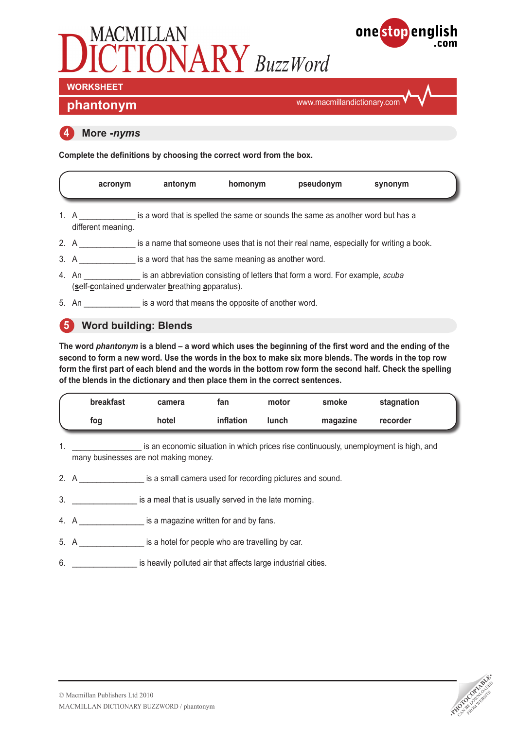# MACMILLAN DICTIONARY BuzzWord

**WORKSHEET**

## phantonym

www.macmillandictionary.com

### 4 More *-nyms*

**Complete the definitions by choosing the correct word from the box.**

| | | | | |
|---|---|---|---|---|
| acronym | antonym | homonym | pseudonym | synonym |

1. A _____________ is a word that is spelled the same or sounds the same as another word but has a different meaning.
2. A _____________ is a name that someone uses that is not their real name, especially for writing a book.
3. A _____________ is a word that has the same meaning as another word.
4. An _____________ is an abbreviation consisting of letters that form a word. For example, *scuba* (**s**elf-**c**ontained **u**nderwater **b**reathing **a**pparatus).
5. An _____________ is a word that means the opposite of another word.

### 5 Word building: Blends

**The word *phantonym* is a blend – a word which uses the beginning of the first word and the ending of the second to form a new word. Use the words in the box to make six more blends. The words in the top row form the first part of each blend and the words in the bottom row form the second half. Check the spelling of the blends in the dictionary and then place them in the correct sentences.**

| | | | | | |
|---|---|---|---|---|---|
| breakfast | camera | fan | motor | smoke | stagnation |
| fog | hotel | inflation | lunch | magazine | recorder |

1. _______________ is an economic situation in which prices rise continuously, unemployment is high, and many businesses are not making money.
2. A _______________ is a small camera used for recording pictures and sound.
3. _______________ is a meal that is usually served in the late morning.
4. A _______________ is a magazine written for and by fans.
5. A _______________ is a hotel for people who are travelling by car.
6. _______________ is heavily polluted air that affects large industrial cities.

© Macmillan Publishers Ltd 2010
MACMILLAN DICTIONARY BUZZWORD / phantonym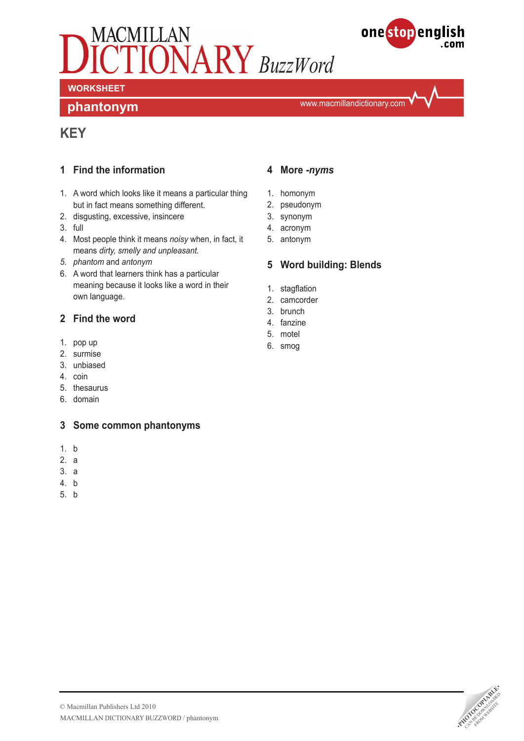# MACMILLAN DICTIONARY BuzzWord

**WORKSHEET**

## phantonym

www.macmillandictionary.com

## KEY

### 1 Find the information

1. A word which looks like it means a particular thing but in fact means something different.
2. disgusting, excessive, insincere
3. full
4. Most people think it means *noisy* when, in fact, it means *dirty, smelly and unpleasant.*
5. *phantom* and *antonym*
6. A word that learners think has a particular meaning because it looks like a word in their own language.

### 2 Find the word

1. pop up
2. surmise
3. unbiased
4. coin
5. thesaurus
6. domain

### 3 Some common phantonyms

1. b
2. a
3. a
4. b
5. b

### 4 More *-nyms*

1. homonym
2. pseudonym
3. synonym
4. acronym
5. antonym

### 5 Word building: Blends

1. stagflation
2. camcorder
3. brunch
4. fanzine
5. motel
6. smog

© Macmillan Publishers Ltd 2010
MACMILLAN DICTIONARY BUZZWORD / phantonym